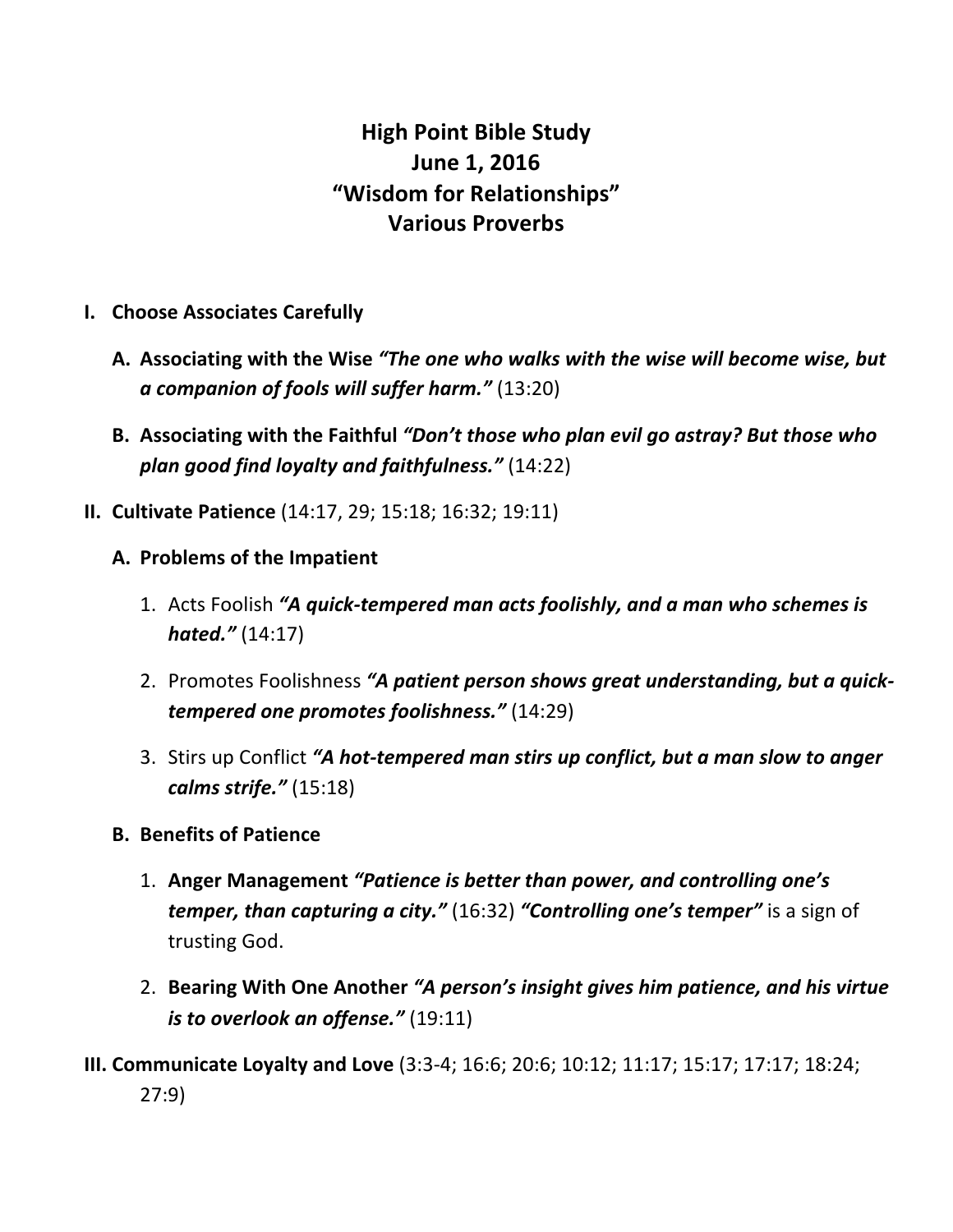# High Point Bible Study
## June 1, 2016
## "Wisdom for Relationships"
## Various Proverbs

**I. Choose Associates Carefully**

**A. Associating with the Wise** ***"The one who walks with the wise will become wise, but a companion of fools will suffer harm."*** (13:20)

**B. Associating with the Faithful** ***"Don't those who plan evil go astray? But those who plan good find loyalty and faithfulness."*** (14:22)

**II. Cultivate Patience** (14:17, 29; 15:18; 16:32; 19:11)

**A. Problems of the Impatient**

1. Acts Foolish ***"A quick-tempered man acts foolishly, and a man who schemes is hated."*** (14:17)

2. Promotes Foolishness ***"A patient person shows great understanding, but a quick-tempered one promotes foolishness."*** (14:29)

3. Stirs up Conflict ***"A hot-tempered man stirs up conflict, but a man slow to anger calms strife."*** (15:18)

**B. Benefits of Patience**

1. **Anger Management** ***"Patience is better than power, and controlling one's temper, than capturing a city."*** (16:32) ***"Controlling one's temper"*** is a sign of trusting God.

2. **Bearing With One Another** ***"A person's insight gives him patience, and his virtue is to overlook an offense."*** (19:11)

**III. Communicate Loyalty and Love** (3:3-4; 16:6; 20:6; 10:12; 11:17; 15:17; 17:17; 18:24; 27:9)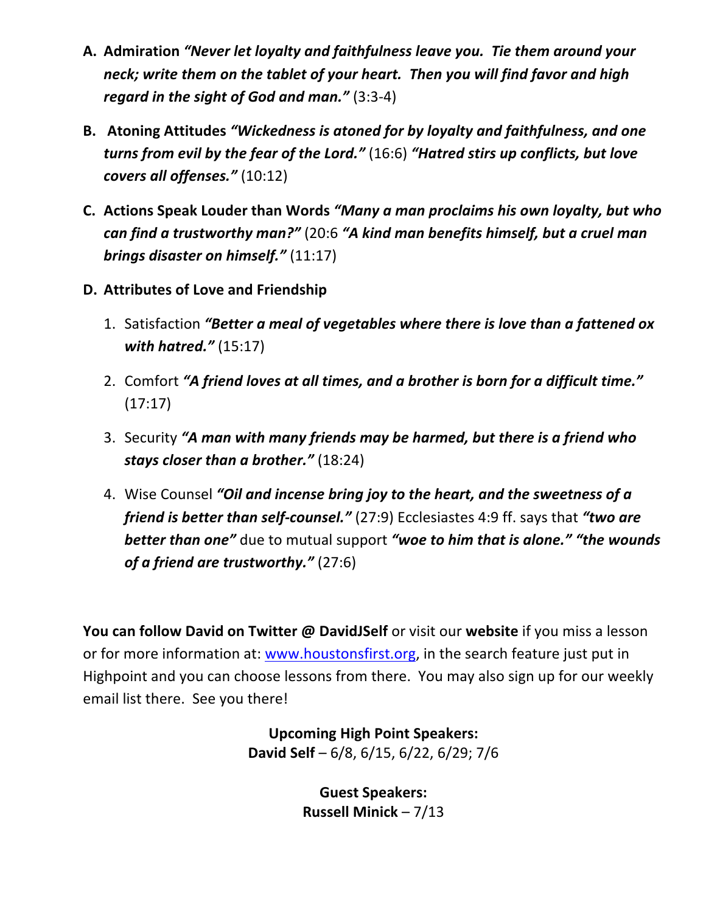A. **Admiration** ***"Never let loyalty and faithfulness leave you. Tie them around your neck; write them on the tablet of your heart. Then you will find favor and high regard in the sight of God and man."*** (3:3-4)

B. **Atoning Attitudes** ***"Wickedness is atoned for by loyalty and faithfulness, and one turns from evil by the fear of the Lord."*** (16:6) ***"Hatred stirs up conflicts, but love covers all offenses."*** (10:12)

C. **Actions Speak Louder than Words** ***"Many a man proclaims his own loyalty, but who can find a trustworthy man?"*** (20:6 ***"A kind man benefits himself, but a cruel man brings disaster on himself."*** (11:17)

D. **Attributes of Love and Friendship**

   1. Satisfaction ***"Better a meal of vegetables where there is love than a fattened ox with hatred."*** (15:17)

   2. Comfort ***"A friend loves at all times, and a brother is born for a difficult time."*** (17:17)

   3. Security ***"A man with many friends may be harmed, but there is a friend who stays closer than a brother."*** (18:24)

   4. Wise Counsel ***"Oil and incense bring joy to the heart, and the sweetness of a friend is better than self-counsel."*** (27:9) Ecclesiastes 4:9 ff. says that ***"two are better than one"*** due to mutual support ***"woe to him that is alone." "the wounds of a friend are trustworthy."*** (27:6)

**You can follow David on Twitter @ DavidJSelf** or visit our **website** if you miss a lesson or for more information at: [www.houstonsfirst.org](http://www.houstonsfirst.org), in the search feature just put in Highpoint and you can choose lessons from there. You may also sign up for our weekly email list there. See you there!

**Upcoming High Point Speakers:**
**David Self** – 6/8, 6/15, 6/22, 6/29; 7/6

**Guest Speakers:**
**Russell Minick** – 7/13